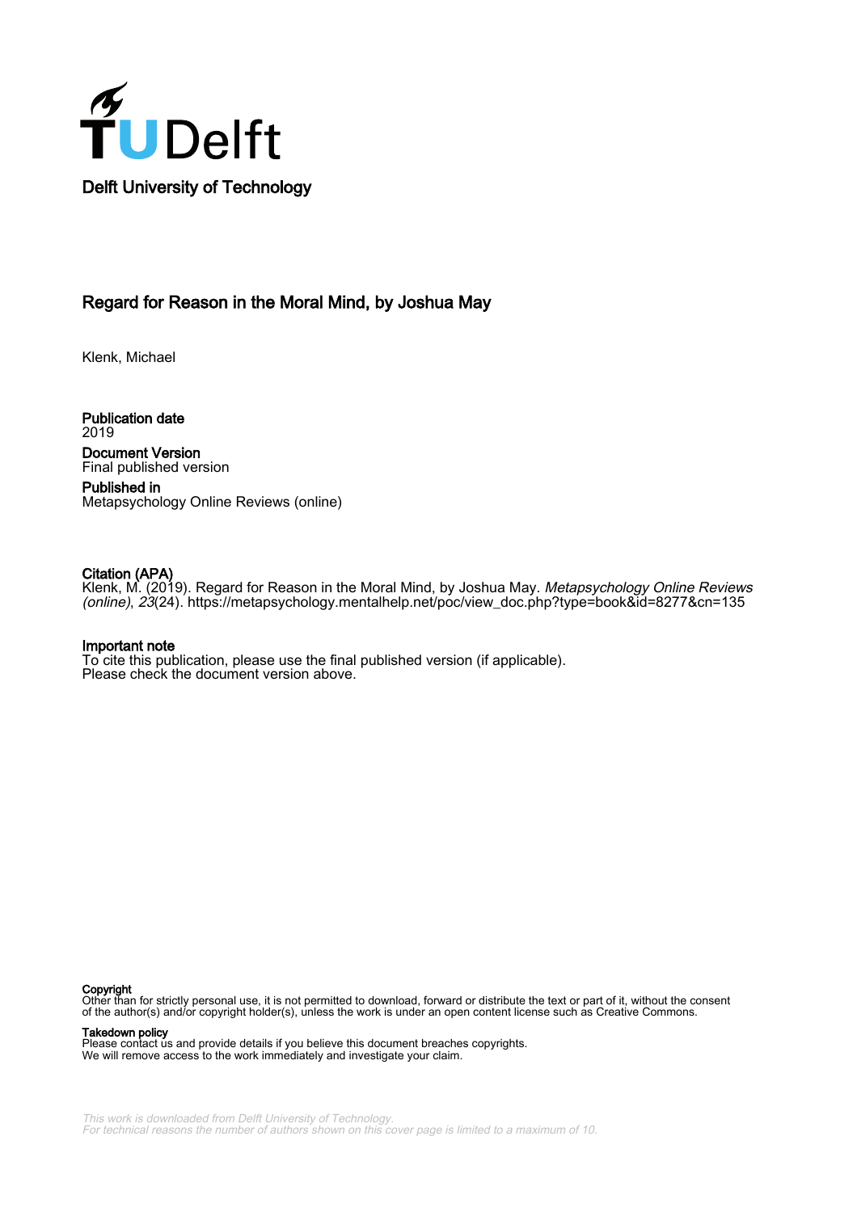Delft University of Technology

# Regard for Reason in the Moral Mind, by Joshua May

Klenk, Michael

**Publication date**
2019

**Document Version**
Final published version

**Published in**
Metapsychology Online Reviews (online)

**Citation (APA)**
Klenk, M. (2019). Regard for Reason in the Moral Mind, by Joshua May. *Metapsychology Online Reviews (online)*, *23*(24). https://metapsychology.mentalhelp.net/poc/view_doc.php?type=book&id=8277&cn=135

**Important note**
To cite this publication, please use the final published version (if applicable).
Please check the document version above.

**Copyright**
Other than for strictly personal use, it is not permitted to download, forward or distribute the text or part of it, without the consent of the author(s) and/or copyright holder(s), unless the work is under an open content license such as Creative Commons.

**Takedown policy**
Please contact us and provide details if you believe this document breaches copyrights.
We will remove access to the work immediately and investigate your claim.

*This work is downloaded from Delft University of Technology.*
*For technical reasons the number of authors shown on this cover page is limited to a maximum of 10.*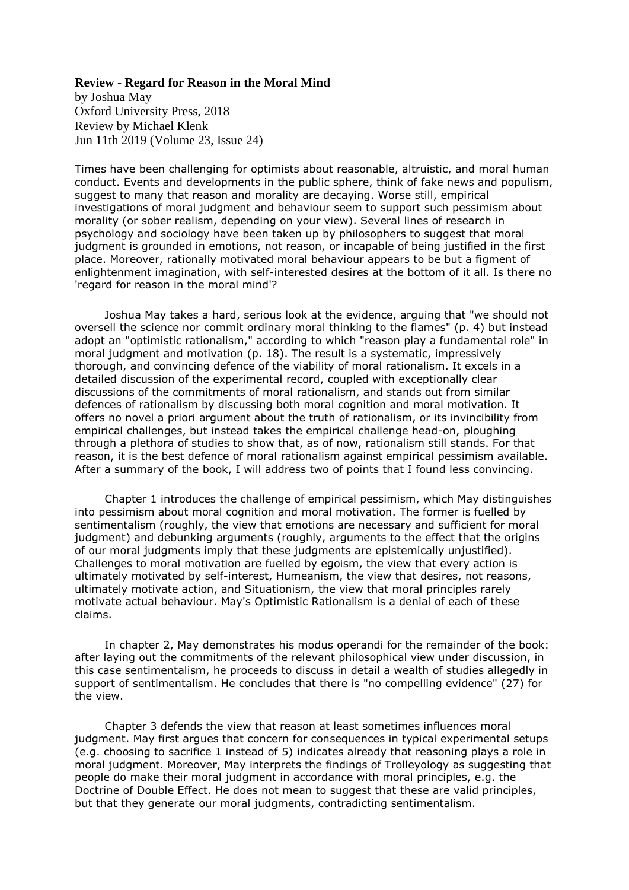**Review - Regard for Reason in the Moral Mind**
by Joshua May
Oxford University Press, 2018
Review by Michael Klenk
Jun 11th 2019 (Volume 23, Issue 24)

Times have been challenging for optimists about reasonable, altruistic, and moral human conduct. Events and developments in the public sphere, think of fake news and populism, suggest to many that reason and morality are decaying. Worse still, empirical investigations of moral judgment and behaviour seem to support such pessimism about morality (or sober realism, depending on your view). Several lines of research in psychology and sociology have been taken up by philosophers to suggest that moral judgment is grounded in emotions, not reason, or incapable of being justified in the first place. Moreover, rationally motivated moral behaviour appears to be but a figment of enlightenment imagination, with self-interested desires at the bottom of it all. Is there no 'regard for reason in the moral mind'?

Joshua May takes a hard, serious look at the evidence, arguing that "we should not oversell the science nor commit ordinary moral thinking to the flames" (p. 4) but instead adopt an "optimistic rationalism," according to which "reason play a fundamental role" in moral judgment and motivation (p. 18). The result is a systematic, impressively thorough, and convincing defence of the viability of moral rationalism. It excels in a detailed discussion of the experimental record, coupled with exceptionally clear discussions of the commitments of moral rationalism, and stands out from similar defences of rationalism by discussing both moral cognition and moral motivation. It offers no novel a priori argument about the truth of rationalism, or its invincibility from empirical challenges, but instead takes the empirical challenge head-on, ploughing through a plethora of studies to show that, as of now, rationalism still stands. For that reason, it is the best defence of moral rationalism against empirical pessimism available. After a summary of the book, I will address two of points that I found less convincing.

Chapter 1 introduces the challenge of empirical pessimism, which May distinguishes into pessimism about moral cognition and moral motivation. The former is fuelled by sentimentalism (roughly, the view that emotions are necessary and sufficient for moral judgment) and debunking arguments (roughly, arguments to the effect that the origins of our moral judgments imply that these judgments are epistemically unjustified). Challenges to moral motivation are fuelled by egoism, the view that every action is ultimately motivated by self-interest, Humeanism, the view that desires, not reasons, ultimately motivate action, and Situationism, the view that moral principles rarely motivate actual behaviour. May's Optimistic Rationalism is a denial of each of these claims.

In chapter 2, May demonstrates his modus operandi for the remainder of the book: after laying out the commitments of the relevant philosophical view under discussion, in this case sentimentalism, he proceeds to discuss in detail a wealth of studies allegedly in support of sentimentalism. He concludes that there is "no compelling evidence" (27) for the view.

Chapter 3 defends the view that reason at least sometimes influences moral judgment. May first argues that concern for consequences in typical experimental setups (e.g. choosing to sacrifice 1 instead of 5) indicates already that reasoning plays a role in moral judgment. Moreover, May interprets the findings of Trolleyology as suggesting that people do make their moral judgment in accordance with moral principles, e.g. the Doctrine of Double Effect. He does not mean to suggest that these are valid principles, but that they generate our moral judgments, contradicting sentimentalism.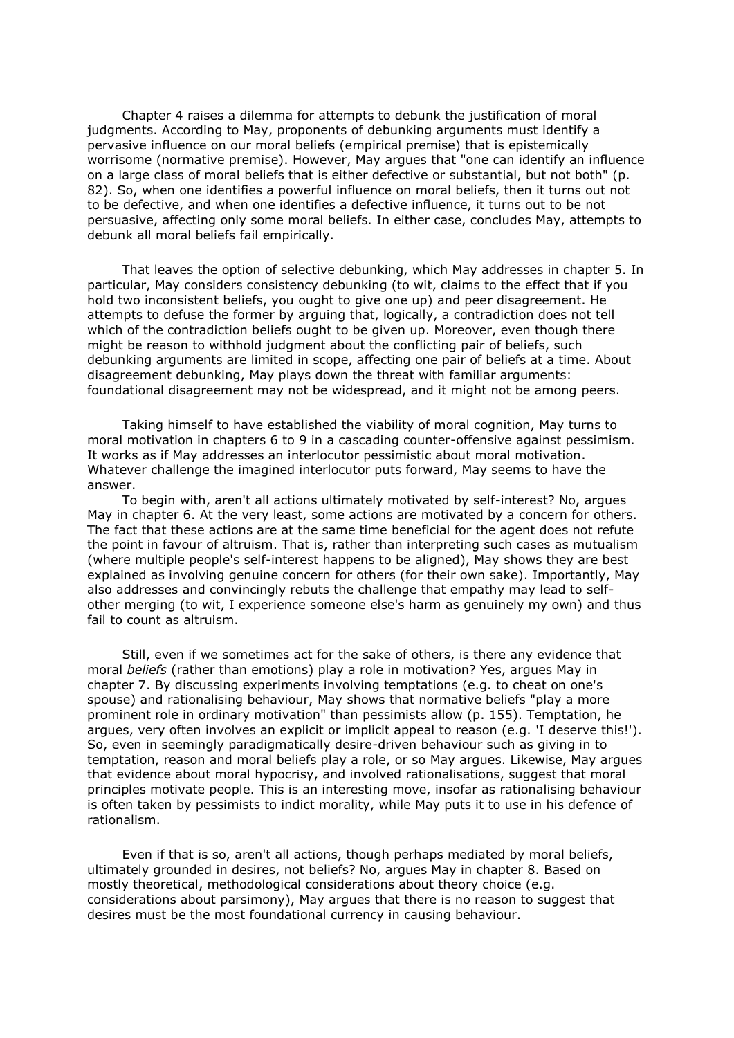Chapter 4 raises a dilemma for attempts to debunk the justification of moral judgments. According to May, proponents of debunking arguments must identify a pervasive influence on our moral beliefs (empirical premise) that is epistemically worrisome (normative premise). However, May argues that "one can identify an influence on a large class of moral beliefs that is either defective or substantial, but not both" (p. 82). So, when one identifies a powerful influence on moral beliefs, then it turns out not to be defective, and when one identifies a defective influence, it turns out to be not persuasive, affecting only some moral beliefs. In either case, concludes May, attempts to debunk all moral beliefs fail empirically.

That leaves the option of selective debunking, which May addresses in chapter 5. In particular, May considers consistency debunking (to wit, claims to the effect that if you hold two inconsistent beliefs, you ought to give one up) and peer disagreement. He attempts to defuse the former by arguing that, logically, a contradiction does not tell which of the contradiction beliefs ought to be given up. Moreover, even though there might be reason to withhold judgment about the conflicting pair of beliefs, such debunking arguments are limited in scope, affecting one pair of beliefs at a time. About disagreement debunking, May plays down the threat with familiar arguments: foundational disagreement may not be widespread, and it might not be among peers.

Taking himself to have established the viability of moral cognition, May turns to moral motivation in chapters 6 to 9 in a cascading counter-offensive against pessimism. It works as if May addresses an interlocutor pessimistic about moral motivation. Whatever challenge the imagined interlocutor puts forward, May seems to have the answer.

To begin with, aren't all actions ultimately motivated by self-interest? No, argues May in chapter 6. At the very least, some actions are motivated by a concern for others. The fact that these actions are at the same time beneficial for the agent does not refute the point in favour of altruism. That is, rather than interpreting such cases as mutualism (where multiple people's self-interest happens to be aligned), May shows they are best explained as involving genuine concern for others (for their own sake). Importantly, May also addresses and convincingly rebuts the challenge that empathy may lead to self-other merging (to wit, I experience someone else's harm as genuinely my own) and thus fail to count as altruism.

Still, even if we sometimes act for the sake of others, is there any evidence that moral *beliefs* (rather than emotions) play a role in motivation? Yes, argues May in chapter 7. By discussing experiments involving temptations (e.g. to cheat on one's spouse) and rationalising behaviour, May shows that normative beliefs "play a more prominent role in ordinary motivation" than pessimists allow (p. 155). Temptation, he argues, very often involves an explicit or implicit appeal to reason (e.g. 'I deserve this!'). So, even in seemingly paradigmatically desire-driven behaviour such as giving in to temptation, reason and moral beliefs play a role, or so May argues. Likewise, May argues that evidence about moral hypocrisy, and involved rationalisations, suggest that moral principles motivate people. This is an interesting move, insofar as rationalising behaviour is often taken by pessimists to indict morality, while May puts it to use in his defence of rationalism.

Even if that is so, aren't all actions, though perhaps mediated by moral beliefs, ultimately grounded in desires, not beliefs? No, argues May in chapter 8. Based on mostly theoretical, methodological considerations about theory choice (e.g. considerations about parsimony), May argues that there is no reason to suggest that desires must be the most foundational currency in causing behaviour.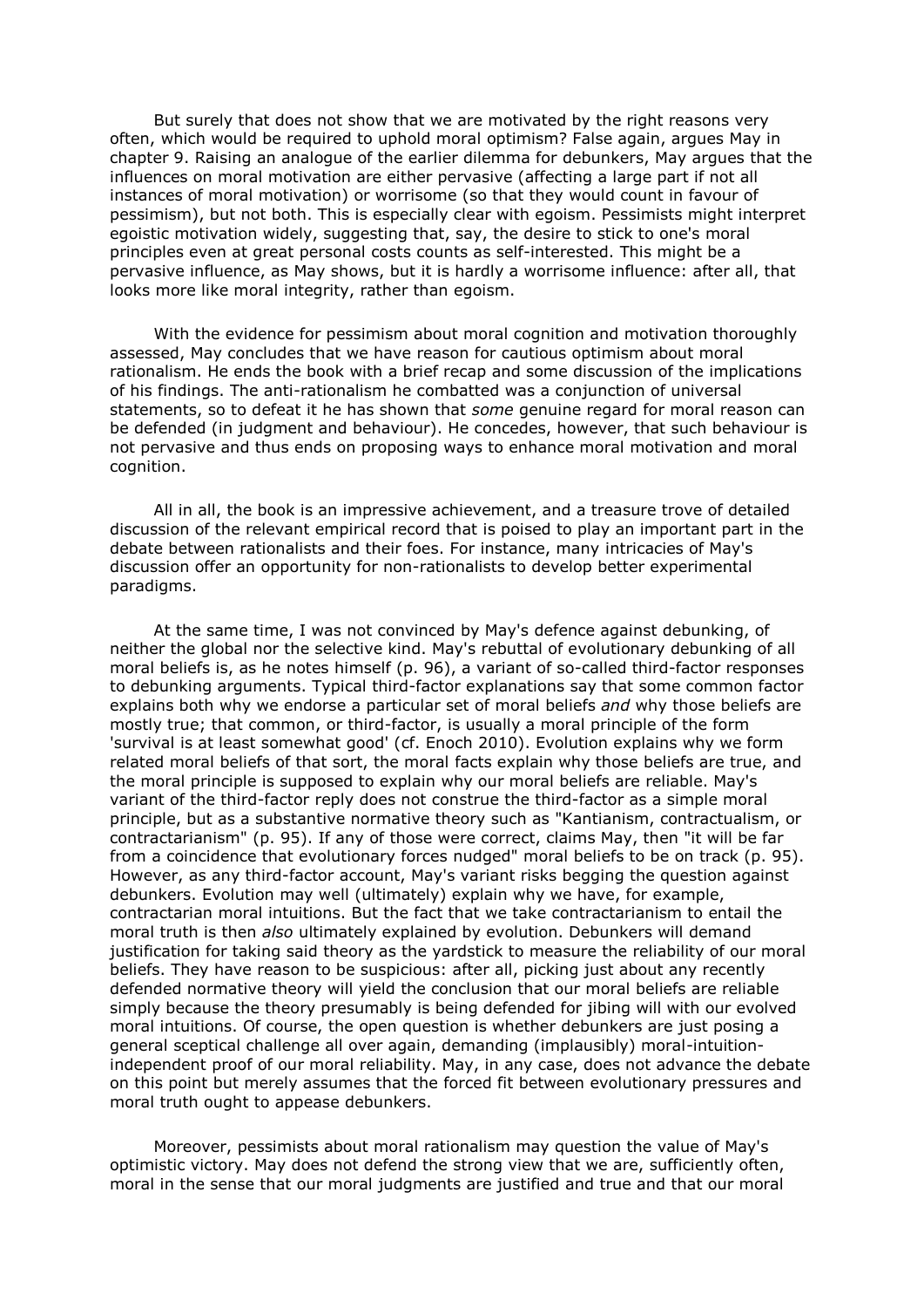But surely that does not show that we are motivated by the right reasons very often, which would be required to uphold moral optimism? False again, argues May in chapter 9. Raising an analogue of the earlier dilemma for debunkers, May argues that the influences on moral motivation are either pervasive (affecting a large part if not all instances of moral motivation) or worrisome (so that they would count in favour of pessimism), but not both. This is especially clear with egoism. Pessimists might interpret egoistic motivation widely, suggesting that, say, the desire to stick to one's moral principles even at great personal costs counts as self-interested. This might be a pervasive influence, as May shows, but it is hardly a worrisome influence: after all, that looks more like moral integrity, rather than egoism.

With the evidence for pessimism about moral cognition and motivation thoroughly assessed, May concludes that we have reason for cautious optimism about moral rationalism. He ends the book with a brief recap and some discussion of the implications of his findings. The anti-rationalism he combatted was a conjunction of universal statements, so to defeat it he has shown that *some* genuine regard for moral reason can be defended (in judgment and behaviour). He concedes, however, that such behaviour is not pervasive and thus ends on proposing ways to enhance moral motivation and moral cognition.

All in all, the book is an impressive achievement, and a treasure trove of detailed discussion of the relevant empirical record that is poised to play an important part in the debate between rationalists and their foes. For instance, many intricacies of May's discussion offer an opportunity for non-rationalists to develop better experimental paradigms.

At the same time, I was not convinced by May's defence against debunking, of neither the global nor the selective kind. May's rebuttal of evolutionary debunking of all moral beliefs is, as he notes himself (p. 96), a variant of so-called third-factor responses to debunking arguments. Typical third-factor explanations say that some common factor explains both why we endorse a particular set of moral beliefs *and* why those beliefs are mostly true; that common, or third-factor, is usually a moral principle of the form 'survival is at least somewhat good' (cf. Enoch 2010). Evolution explains why we form related moral beliefs of that sort, the moral facts explain why those beliefs are true, and the moral principle is supposed to explain why our moral beliefs are reliable. May's variant of the third-factor reply does not construe the third-factor as a simple moral principle, but as a substantive normative theory such as "Kantianism, contractualism, or contractarianism" (p. 95). If any of those were correct, claims May, then "it will be far from a coincidence that evolutionary forces nudged" moral beliefs to be on track (p. 95). However, as any third-factor account, May's variant risks begging the question against debunkers. Evolution may well (ultimately) explain why we have, for example, contractarian moral intuitions. But the fact that we take contractarianism to entail the moral truth is then *also* ultimately explained by evolution. Debunkers will demand justification for taking said theory as the yardstick to measure the reliability of our moral beliefs. They have reason to be suspicious: after all, picking just about any recently defended normative theory will yield the conclusion that our moral beliefs are reliable simply because the theory presumably is being defended for jibing will with our evolved moral intuitions. Of course, the open question is whether debunkers are just posing a general sceptical challenge all over again, demanding (implausibly) moral-intuition-independent proof of our moral reliability. May, in any case, does not advance the debate on this point but merely assumes that the forced fit between evolutionary pressures and moral truth ought to appease debunkers.

Moreover, pessimists about moral rationalism may question the value of May's optimistic victory. May does not defend the strong view that we are, sufficiently often, moral in the sense that our moral judgments are justified and true and that our moral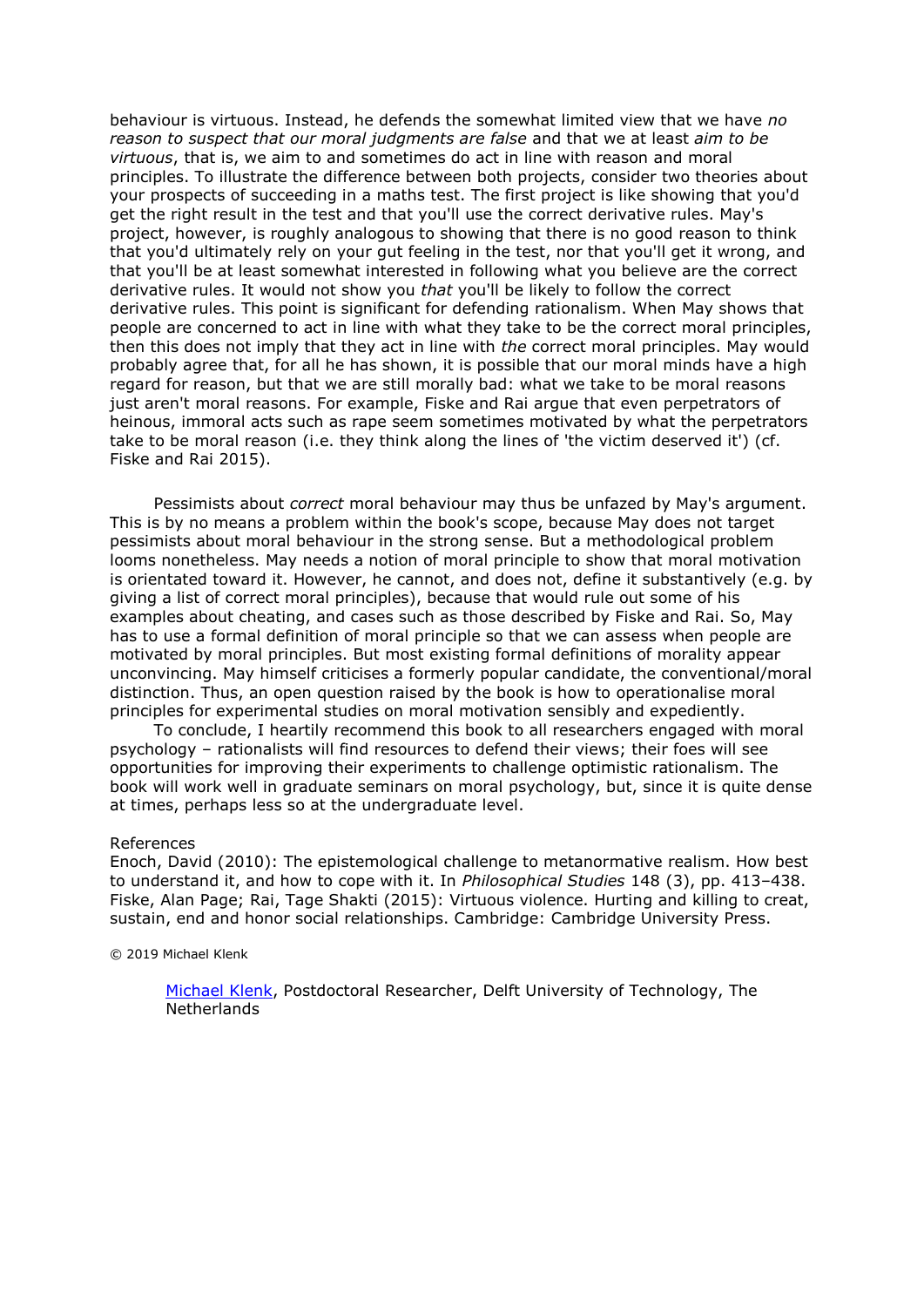behaviour is virtuous. Instead, he defends the somewhat limited view that we have *no reason to suspect that our moral judgments are false* and that we at least *aim to be virtuous*, that is, we aim to and sometimes do act in line with reason and moral principles. To illustrate the difference between both projects, consider two theories about your prospects of succeeding in a maths test. The first project is like showing that you'd get the right result in the test and that you'll use the correct derivative rules. May's project, however, is roughly analogous to showing that there is no good reason to think that you'd ultimately rely on your gut feeling in the test, nor that you'll get it wrong, and that you'll be at least somewhat interested in following what you believe are the correct derivative rules. It would not show you *that* you'll be likely to follow the correct derivative rules. This point is significant for defending rationalism. When May shows that people are concerned to act in line with what they take to be the correct moral principles, then this does not imply that they act in line with *the* correct moral principles. May would probably agree that, for all he has shown, it is possible that our moral minds have a high regard for reason, but that we are still morally bad: what we take to be moral reasons just aren't moral reasons. For example, Fiske and Rai argue that even perpetrators of heinous, immoral acts such as rape seem sometimes motivated by what the perpetrators take to be moral reason (i.e. they think along the lines of 'the victim deserved it') (cf. Fiske and Rai 2015).

Pessimists about *correct* moral behaviour may thus be unfazed by May's argument. This is by no means a problem within the book's scope, because May does not target pessimists about moral behaviour in the strong sense. But a methodological problem looms nonetheless. May needs a notion of moral principle to show that moral motivation is orientated toward it. However, he cannot, and does not, define it substantively (e.g. by giving a list of correct moral principles), because that would rule out some of his examples about cheating, and cases such as those described by Fiske and Rai. So, May has to use a formal definition of moral principle so that we can assess when people are motivated by moral principles. But most existing formal definitions of morality appear unconvincing. May himself criticises a formerly popular candidate, the conventional/moral distinction. Thus, an open question raised by the book is how to operationalise moral principles for experimental studies on moral motivation sensibly and expediently.

To conclude, I heartily recommend this book to all researchers engaged with moral psychology – rationalists will find resources to defend their views; their foes will see opportunities for improving their experiments to challenge optimistic rationalism. The book will work well in graduate seminars on moral psychology, but, since it is quite dense at times, perhaps less so at the undergraduate level.

References

Enoch, David (2010): The epistemological challenge to metanormative realism. How best to understand it, and how to cope with it. In *Philosophical Studies* 148 (3), pp. 413–438.
Fiske, Alan Page; Rai, Tage Shakti (2015): Virtuous violence. Hurting and killing to creat, sustain, end and honor social relationships. Cambridge: Cambridge University Press.

© 2019 Michael Klenk

Michael Klenk, Postdoctoral Researcher, Delft University of Technology, The Netherlands